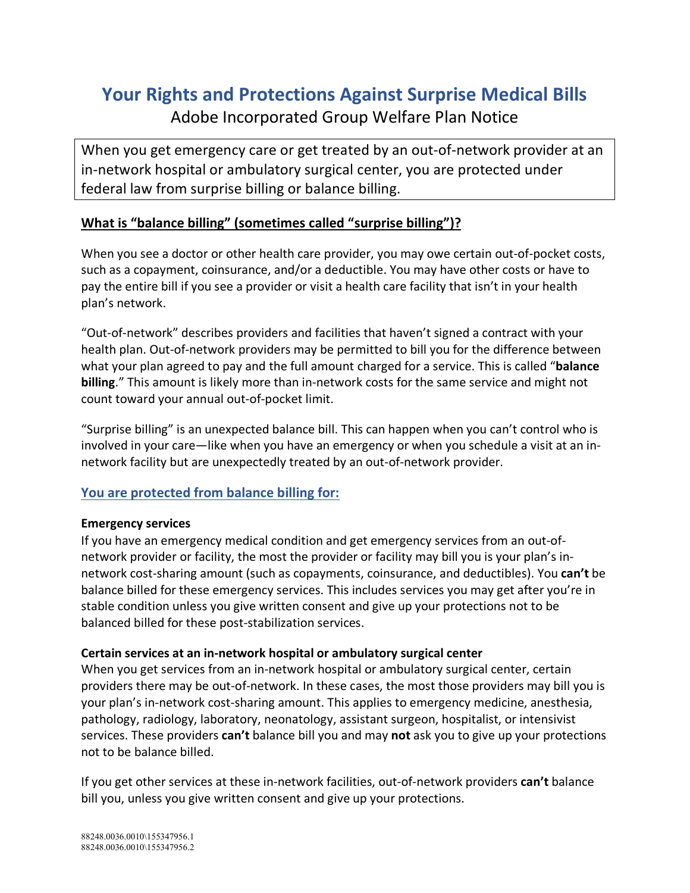# Your Rights and Protections Against Surprise Medical Bills

Adobe Incorporated Group Welfare Plan Notice

When you get emergency care or get treated by an out-of-network provider at an in-network hospital or ambulatory surgical center, you are protected under federal law from surprise billing or balance billing.

## What is "balance billing" (sometimes called "surprise billing")?

When you see a doctor or other health care provider, you may owe certain out-of-pocket costs, such as a copayment, coinsurance, and/or a deductible. You may have other costs or have to pay the entire bill if you see a provider or visit a health care facility that isn't in your health plan's network.

"Out-of-network" describes providers and facilities that haven't signed a contract with your health plan. Out-of-network providers may be permitted to bill you for the difference between what your plan agreed to pay and the full amount charged for a service. This is called "**balance billing**." This amount is likely more than in-network costs for the same service and might not count toward your annual out-of-pocket limit.

"Surprise billing" is an unexpected balance bill. This can happen when you can't control who is involved in your care—like when you have an emergency or when you schedule a visit at an in-network facility but are unexpectedly treated by an out-of-network provider.

## You are protected from balance billing for:

### Emergency services

If you have an emergency medical condition and get emergency services from an out-of-network provider or facility, the most the provider or facility may bill you is your plan's in-network cost-sharing amount (such as copayments, coinsurance, and deductibles). You **can't** be balance billed for these emergency services. This includes services you may get after you're in stable condition unless you give written consent and give up your protections not to be balanced billed for these post-stabilization services.

### Certain services at an in-network hospital or ambulatory surgical center

When you get services from an in-network hospital or ambulatory surgical center, certain providers there may be out-of-network. In these cases, the most those providers may bill you is your plan's in-network cost-sharing amount. This applies to emergency medicine, anesthesia, pathology, radiology, laboratory, neonatology, assistant surgeon, hospitalist, or intensivist services. These providers **can't** balance bill you and may **not** ask you to give up your protections not to be balance billed.

If you get other services at these in-network facilities, out-of-network providers **can't** balance bill you, unless you give written consent and give up your protections.

88248.0036.0010\155347956.1
88248.0036.0010\155347956.2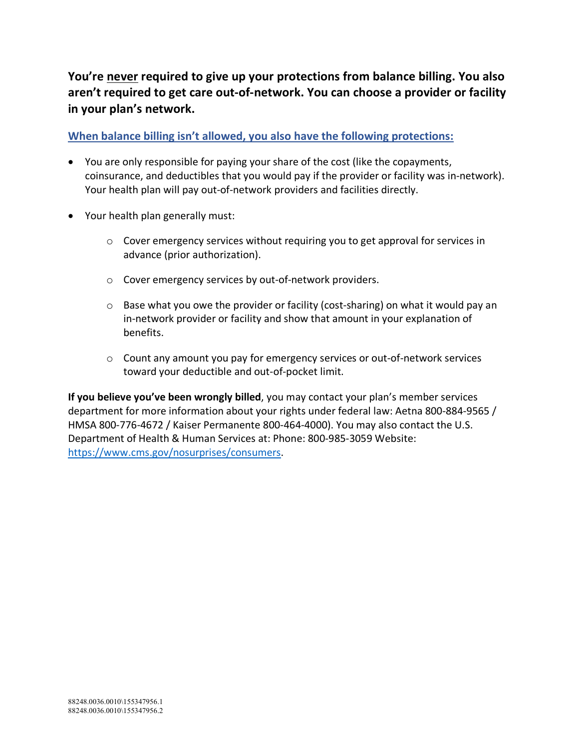**You're <u>never</u> required to give up your protections from balance billing. You also aren't required to get care out-of-network. You can choose a provider or facility in your plan's network.**

**When balance billing isn't allowed, you also have the following protections:**

- You are only responsible for paying your share of the cost (like the copayments, coinsurance, and deductibles that you would pay if the provider or facility was in-network). Your health plan will pay out-of-network providers and facilities directly.

- Your health plan generally must:
  - Cover emergency services without requiring you to get approval for services in advance (prior authorization).
  - Cover emergency services by out-of-network providers.
  - Base what you owe the provider or facility (cost-sharing) on what it would pay an in-network provider or facility and show that amount in your explanation of benefits.
  - Count any amount you pay for emergency services or out-of-network services toward your deductible and out-of-pocket limit.

**If you believe you've been wrongly billed**, you may contact your plan's member services department for more information about your rights under federal law: Aetna 800-884-9565 / HMSA 800-776-4672 / Kaiser Permanente 800-464-4000). You may also contact the U.S. Department of Health & Human Services at: Phone: 800-985-3059 Website: https://www.cms.gov/nosurprises/consumers.

88248.0036.0010\155347956.1
88248.0036.0010\155347956.2